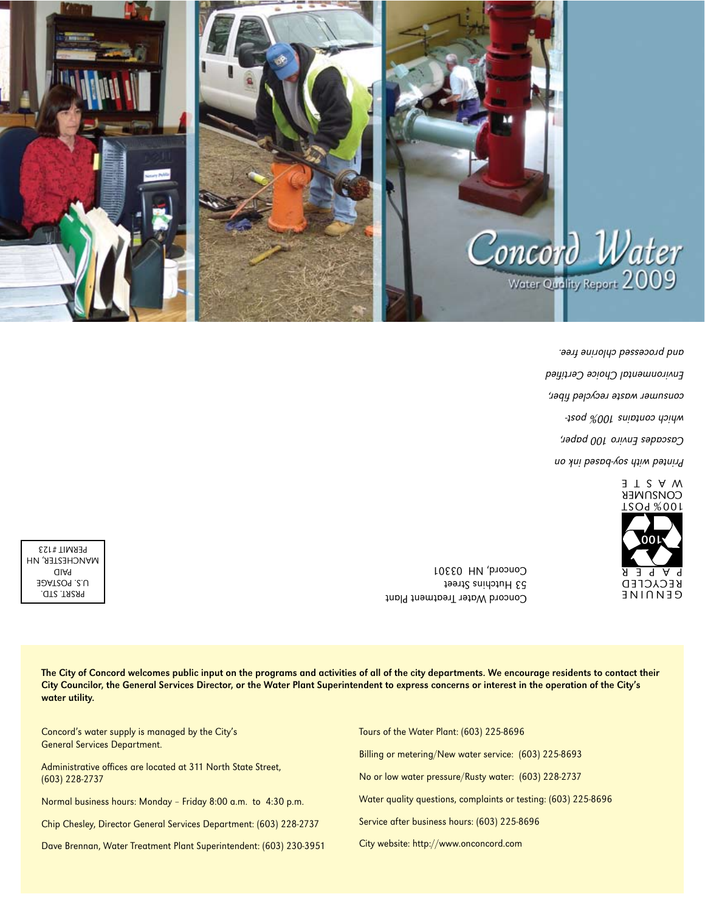# Concord Water

Water Quality Report 2009

GENUINE RECYCLED PAPER

100% POST CONSUMER WASTE

*Printed with soy-based ink on Cascades Enviro 100 paper, which contains 100% post-consumer waste recycled fiber, Environmental Choice Certified and processed chlorine free.*

Concord Water Treatment Plant
53 Hutchins Street
Concord, NH 03301

PRSRT. STD.
U.S. POSTAGE
PAID
MANCHESTER, NH
PERMIT #123

**The City of Concord welcomes public input on the programs and activities of all of the city departments. We encourage residents to contact their City Councilor, the General Services Director, or the Water Plant Superintendent to express concerns or interest in the operation of the City's water utility.**

Concord's water supply is managed by the City's General Services Department.

Administrative offices are located at 311 North State Street, (603) 228-2737

Normal business hours: Monday – Friday 8:00 a.m. to 4:30 p.m.

Chip Chesley, Director General Services Department: (603) 228-2737

Dave Brennan, Water Treatment Plant Superintendent: (603) 230-3951

Tours of the Water Plant: (603) 225-8696

Billing or metering/New water service: (603) 225-8693

No or low water pressure/Rusty water: (603) 228-2737

Water quality questions, complaints or testing: (603) 225-8696

Service after business hours: (603) 225-8696

City website: http://www.onconcord.com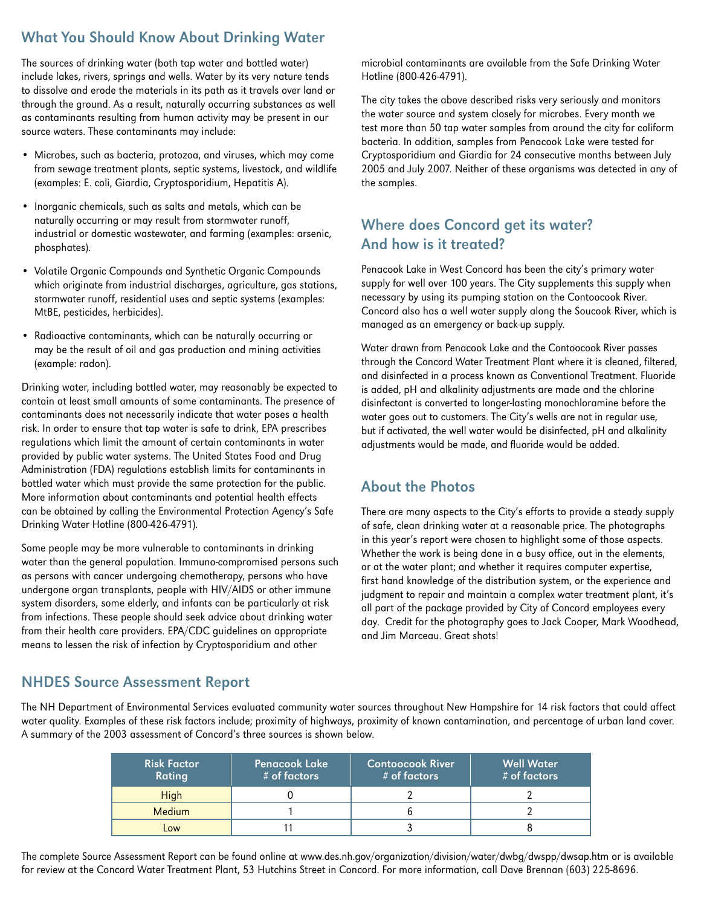## What You Should Know About Drinking Water

The sources of drinking water (both tap water and bottled water) include lakes, rivers, springs and wells. Water by its very nature tends to dissolve and erode the materials in its path as it travels over land or through the ground. As a result, naturally occurring substances as well as contaminants resulting from human activity may be present in our source waters. These contaminants may include:

- Microbes, such as bacteria, protozoa, and viruses, which may come from sewage treatment plants, septic systems, livestock, and wildlife (examples: E. coli, Giardia, Cryptosporidium, Hepatitis A).
- Inorganic chemicals, such as salts and metals, which can be naturally occurring or may result from stormwater runoff, industrial or domestic wastewater, and farming (examples: arsenic, phosphates).
- Volatile Organic Compounds and Synthetic Organic Compounds which originate from industrial discharges, agriculture, gas stations, stormwater runoff, residential uses and septic systems (examples: MtBE, pesticides, herbicides).
- Radioactive contaminants, which can be naturally occurring or may be the result of oil and gas production and mining activities (example: radon).

Drinking water, including bottled water, may reasonably be expected to contain at least small amounts of some contaminants. The presence of contaminants does not necessarily indicate that water poses a health risk. In order to ensure that tap water is safe to drink, EPA prescribes regulations which limit the amount of certain contaminants in water provided by public water systems. The United States Food and Drug Administration (FDA) regulations establish limits for contaminants in bottled water which must provide the same protection for the public. More information about contaminants and potential health effects can be obtained by calling the Environmental Protection Agency's Safe Drinking Water Hotline (800-426-4791).

Some people may be more vulnerable to contaminants in drinking water than the general population. Immuno-compromised persons such as persons with cancer undergoing chemotherapy, persons who have undergone organ transplants, people with HIV/AIDS or other immune system disorders, some elderly, and infants can be particularly at risk from infections. These people should seek advice about drinking water from their health care providers. EPA/CDC guidelines on appropriate means to lessen the risk of infection by Cryptosporidium and other microbial contaminants are available from the Safe Drinking Water Hotline (800-426-4791).

The city takes the above described risks very seriously and monitors the water source and system closely for microbes. Every month we test more than 50 tap water samples from around the city for coliform bacteria. In addition, samples from Penacook Lake were tested for Cryptosporidium and Giardia for 24 consecutive months between July 2005 and July 2007. Neither of these organisms was detected in any of the samples.

## Where does Concord get its water? And how is it treated?

Penacook Lake in West Concord has been the city's primary water supply for well over 100 years. The City supplements this supply when necessary by using its pumping station on the Contoocook River. Concord also has a well water supply along the Soucook River, which is managed as an emergency or back-up supply.

Water drawn from Penacook Lake and the Contoocook River passes through the Concord Water Treatment Plant where it is cleaned, filtered, and disinfected in a process known as Conventional Treatment. Fluoride is added, pH and alkalinity adjustments are made and the chlorine disinfectant is converted to longer-lasting monochloramine before the water goes out to customers. The City's wells are not in regular use, but if activated, the well water would be disinfected, pH and alkalinity adjustments would be made, and fluoride would be added.

## About the Photos

There are many aspects to the City's efforts to provide a steady supply of safe, clean drinking water at a reasonable price. The photographs in this year's report were chosen to highlight some of those aspects. Whether the work is being done in a busy office, out in the elements, or at the water plant; and whether it requires computer expertise, first hand knowledge of the distribution system, or the experience and judgment to repair and maintain a complex water treatment plant, it's all part of the package provided by City of Concord employees every day. Credit for the photography goes to Jack Cooper, Mark Woodhead, and Jim Marceau. Great shots!

## NHDES Source Assessment Report

The NH Department of Environmental Services evaluated community water sources throughout New Hampshire for 14 risk factors that could affect water quality. Examples of these risk factors include; proximity of highways, proximity of known contamination, and percentage of urban land cover. A summary of the 2003 assessment of Concord's three sources is shown below.

| Risk Factor Rating | Penacook Lake # of factors | Contoocook River # of factors | Well Water # of factors |
|---|---|---|---|
| High | 0 | 2 | 2 |
| Medium | 1 | 6 | 2 |
| Low | 11 | 3 | 8 |

The complete Source Assessment Report can be found online at www.des.nh.gov/organization/division/water/dwgb/dwspp/dwsap.htm or is available for review at the Concord Water Treatment Plant, 53 Hutchins Street in Concord. For more information, call Dave Brennan (603) 225-8696.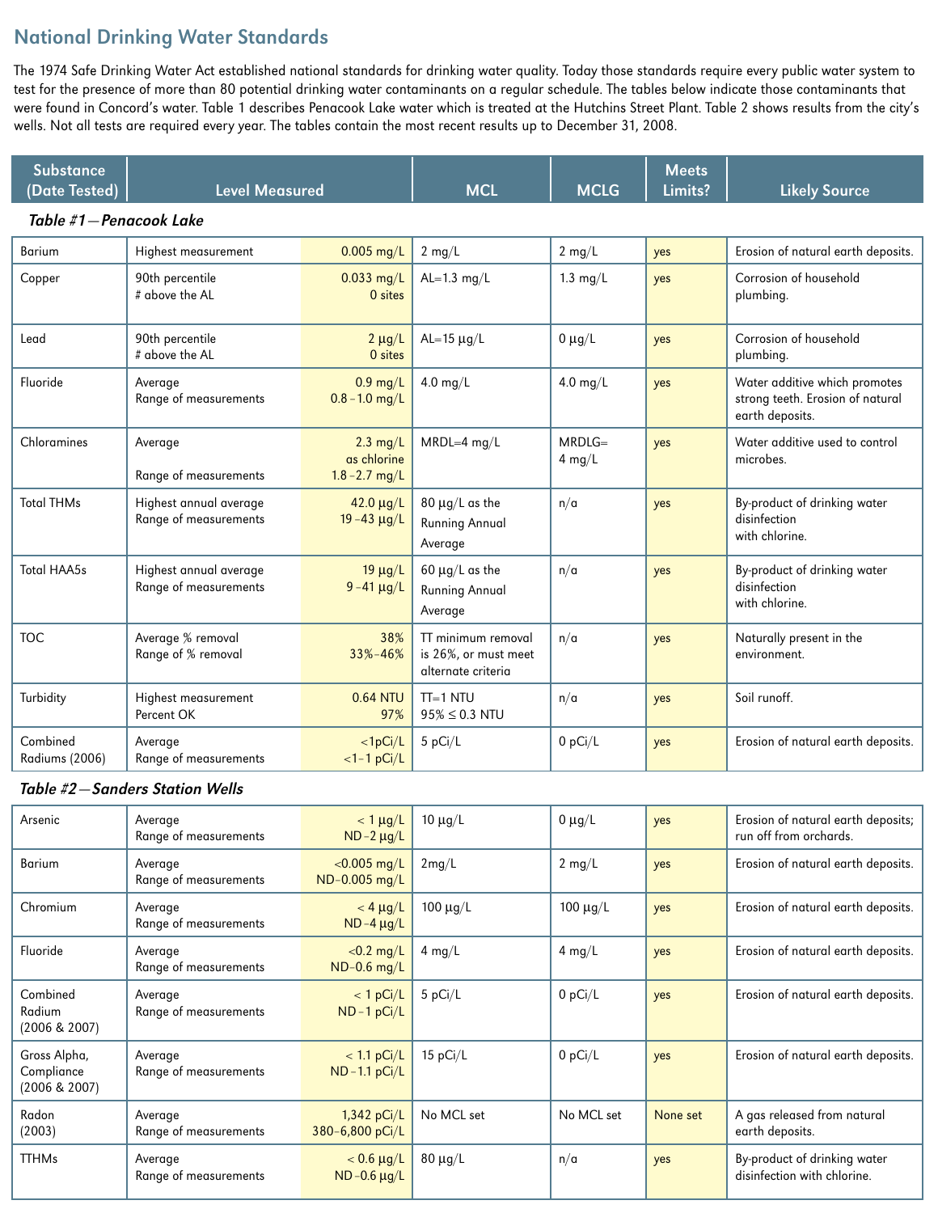## National Drinking Water Standards

The 1974 Safe Drinking Water Act established national standards for drinking water quality. Today those standards require every public water system to test for the presence of more than 80 potential drinking water contaminants on a regular schedule. The tables below indicate those contaminants that were found in Concord's water. Table 1 describes Penacook Lake water which is treated at the Hutchins Street Plant. Table 2 shows results from the city's wells. Not all tests are required every year. The tables contain the most recent results up to December 31, 2008.

| Substance (Date Tested) | Level Measured | | MCL | MCLG | Meets Limits? | Likely Source |
|---|---|---|---|---|---|---|
| ***Table #1—Penacook Lake*** | | | | | | |
| Barium | Highest measurement | 0.005 mg/L | 2 mg/L | 2 mg/L | yes | Erosion of natural earth deposits. |
| Copper | 90th percentile<br># above the AL | 0.033 mg/L<br>0 sites | AL=1.3 mg/L | 1.3 mg/L | yes | Corrosion of household plumbing. |
| Lead | 90th percentile<br># above the AL | 2 µg/L<br>0 sites | AL=15 µg/L | 0 µg/L | yes | Corrosion of household plumbing. |
| Fluoride | Average<br>Range of measurements | 0.9 mg/L<br>0.8 – 1.0 mg/L | 4.0 mg/L | 4.0 mg/L | yes | Water additive which promotes strong teeth. Erosion of natural earth deposits. |
| Chloramines | Average<br><br>Range of measurements | 2.3 mg/L as chlorine<br>1.8 – 2.7 mg/L | MRDL=4 mg/L | MRDLG= 4 mg/L | yes | Water additive used to control microbes. |
| Total THMs | Highest annual average<br>Range of measurements | 42.0 µg/L<br>19 – 43 µg/L | 80 µg/L as the Running Annual Average | n/a | yes | By-product of drinking water disinfection with chlorine. |
| Total HAA5s | Highest annual average<br>Range of measurements | 19 µg/L<br>9 – 41 µg/L | 60 µg/L as the Running Annual Average | n/a | yes | By-product of drinking water disinfection with chlorine. |
| TOC | Average % removal<br>Range of % removal | 38%<br>33%–46% | TT minimum removal is 26%, or must meet alternate criteria | n/a | yes | Naturally present in the environment. |
| Turbidity | Highest measurement<br>Percent OK | 0.64 NTU<br>97% | TT=1 NTU<br>95% ≤ 0.3 NTU | n/a | yes | Soil runoff. |
| Combined Radiums (2006) | Average<br>Range of measurements | <1pCi/L<br><1–1 pCi/L | 5 pCi/L | 0 pCi/L | yes | Erosion of natural earth deposits. |
| ***Table #2—Sanders Station Wells*** | | | | | | |
| Arsenic | Average<br>Range of measurements | < 1 µg/L<br>ND – 2 µg/L | 10 µg/L | 0 µg/L | yes | Erosion of natural earth deposits; run off from orchards. |
| Barium | Average<br>Range of measurements | <0.005 mg/L<br>ND–0.005 mg/L | 2mg/L | 2 mg/L | yes | Erosion of natural earth deposits. |
| Chromium | Average<br>Range of measurements | < 4 µg/L<br>ND – 4 µg/L | 100 µg/L | 100 µg/L | yes | Erosion of natural earth deposits. |
| Fluoride | Average<br>Range of measurements | <0.2 mg/L<br>ND–0.6 mg/L | 4 mg/L | 4 mg/L | yes | Erosion of natural earth deposits. |
| Combined Radium (2006 & 2007) | Average<br>Range of measurements | < 1 pCi/L<br>ND – 1 pCi/L | 5 pCi/L | 0 pCi/L | yes | Erosion of natural earth deposits. |
| Gross Alpha, Compliance (2006 & 2007) | Average<br>Range of measurements | < 1.1 pCi/L<br>ND – 1.1 pCi/L | 15 pCi/L | 0 pCi/L | yes | Erosion of natural earth deposits. |
| Radon (2003) | Average<br>Range of measurements | 1,342 pCi/L<br>380–6,800 pCi/L | No MCL set | No MCL set | None set | A gas released from natural earth deposits. |
| TTHMs | Average<br>Range of measurements | < 0.6 µg/L<br>ND – 0.6 µg/L | 80 µg/L | n/a | yes | By-product of drinking water disinfection with chlorine. |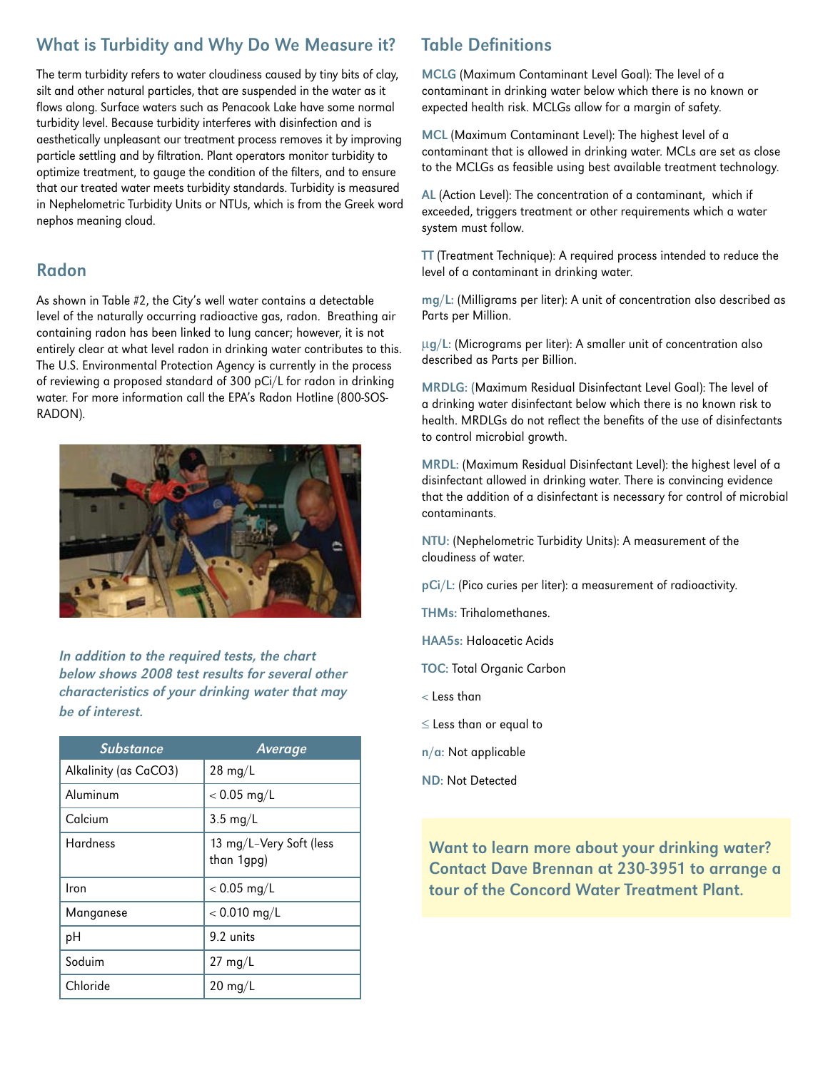## What is Turbidity and Why Do We Measure it?

The term turbidity refers to water cloudiness caused by tiny bits of clay, silt and other natural particles, that are suspended in the water as it flows along. Surface waters such as Penacook Lake have some normal turbidity level. Because turbidity interferes with disinfection and is aesthetically unpleasant our treatment process removes it by improving particle settling and by filtration. Plant operators monitor turbidity to optimize treatment, to gauge the condition of the filters, and to ensure that our treated water meets turbidity standards. Turbidity is measured in Nephelometric Turbidity Units or NTUs, which is from the Greek word nephos meaning cloud.

## Radon

As shown in Table #2, the City's well water contains a detectable level of the naturally occurring radioactive gas, radon. Breathing air containing radon has been linked to lung cancer; however, it is not entirely clear at what level radon in drinking water contributes to this. The U.S. Environmental Protection Agency is currently in the process of reviewing a proposed standard of 300 pCi/L for radon in drinking water. For more information call the EPA's Radon Hotline (800-SOS-RADON).

*In addition to the required tests, the chart below shows 2008 test results for several other characteristics of your drinking water that may be of interest.*

| Substance | Average |
|---|---|
| Alkalinity (as CaCO3) | 28 mg/L |
| Aluminum | < 0.05 mg/L |
| Calcium | 3.5 mg/L |
| Hardness | 13 mg/L–Very Soft (less than 1gpg) |
| Iron | < 0.05 mg/L |
| Manganese | < 0.010 mg/L |
| pH | 9.2 units |
| Soduim | 27 mg/L |
| Chloride | 20 mg/L |

## Table Definitions

**MCLG** (Maximum Contaminant Level Goal): The level of a contaminant in drinking water below which there is no known or expected health risk. MCLGs allow for a margin of safety.

**MCL** (Maximum Contaminant Level): The highest level of a contaminant that is allowed in drinking water. MCLs are set as close to the MCLGs as feasible using best available treatment technology.

**AL** (Action Level): The concentration of a contaminant, which if exceeded, triggers treatment or other requirements which a water system must follow.

**TT** (Treatment Technique): A required process intended to reduce the level of a contaminant in drinking water.

**mg/L:** (Milligrams per liter): A unit of concentration also described as Parts per Million.

**µg/L:** (Micrograms per liter): A smaller unit of concentration also described as Parts per Billion.

**MRDLG:** (Maximum Residual Disinfectant Level Goal): The level of a drinking water disinfectant below which there is no known risk to health. MRDLGs do not reflect the benefits of the use of disinfectants to control microbial growth.

**MRDL:** (Maximum Residual Disinfectant Level): the highest level of a disinfectant allowed in drinking water. There is convincing evidence that the addition of a disinfectant is necessary for control of microbial contaminants.

**NTU:** (Nephelometric Turbidity Units): A measurement of the cloudiness of water.

**pCi/L:** (Pico curies per liter): a measurement of radioactivity.

**THMs:** Trihalomethanes.

**HAA5s:** Haloacetic Acids

**TOC:** Total Organic Carbon

**<** Less than

**≤** Less than or equal to

**n/a:** Not applicable

**ND:** Not Detected

**Want to learn more about your drinking water? Contact Dave Brennan at 230-3951 to arrange a tour of the Concord Water Treatment Plant.**